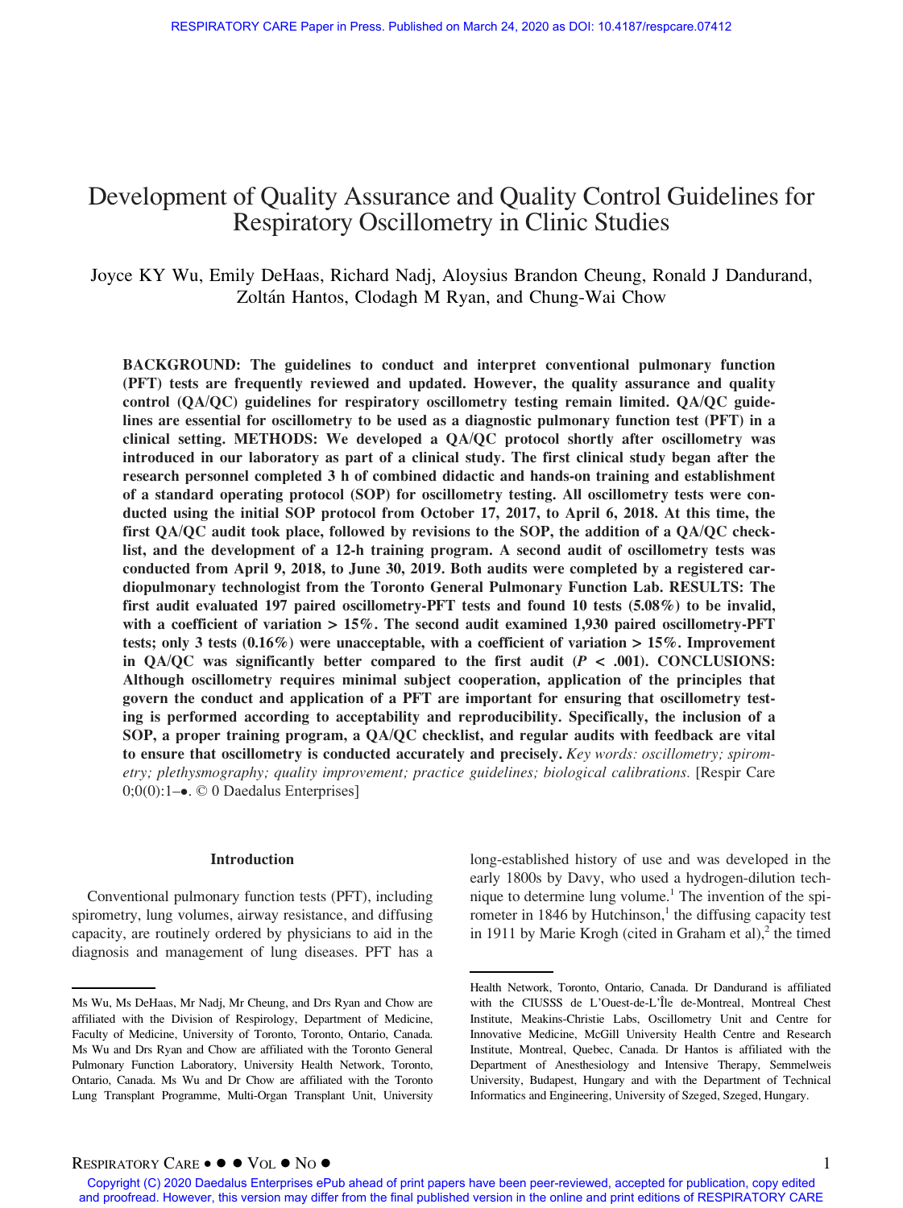# Development of Quality Assurance and Quality Control Guidelines for Respiratory Oscillometry in Clinic Studies

Joyce KY Wu, Emily DeHaas, Richard Nadj, Aloysius Brandon Cheung, Ronald J Dandurand, Zoltán Hantos, Clodagh M Ryan, and Chung-Wai Chow

**BACKGROUND: The guidelines to conduct and interpret conventional pulmonary function (PFT) tests are frequently reviewed and updated. However, the quality assurance and quality control (QA/QC) guidelines for respiratory oscillometry testing remain limited. QA/QC guidelines are essential for oscillometry to be used as a diagnostic pulmonary function test (PFT) in a clinical setting. METHODS: We developed a QA/QC protocol shortly after oscillometry was introduced in our laboratory as part of a clinical study. The first clinical study began after the research personnel completed 3 h of combined didactic and hands-on training and establishment of a standard operating protocol (SOP) for oscillometry testing. All oscillometry tests were conducted using the initial SOP protocol from October 17, 2017, to April 6, 2018. At this time, the first QA/QC audit took place, followed by revisions to the SOP, the addition of a QA/QC checklist, and the development of a 12-h training program. A second audit of oscillometry tests was conducted from April 9, 2018, to June 30, 2019. Both audits were completed by a registered cardiopulmonary technologist from the Toronto General Pulmonary Function Lab. RESULTS: The first audit evaluated 197 paired oscillometry-PFT tests and found 10 tests (5.08%) to be invalid, with a coefficient of variation > 15%. The second audit examined 1,930 paired oscillometry-PFT tests; only 3 tests (0.16%) were unacceptable, with a coefficient of variation > 15%. Improvement in QA/QC was significantly better compared to the first audit ($P$ < .001). CONCLUSIONS: Although oscillometry requires minimal subject cooperation, application of the principles that govern the conduct and application of a PFT are important for ensuring that oscillometry testing is performed according to acceptability and reproducibility. Specifically, the inclusion of a SOP, a proper training program, a QA/QC checklist, and regular audits with feedback are vital to ensure that oscillometry is conducted accurately and precisely.** *Key words: oscillometry; spirometry; plethysmography; quality improvement; practice guidelines; biological calibrations.* [Respir Care 0;0(0):1–•. © 0 Daedalus Enterprises]

## Introduction

Conventional pulmonary function tests (PFT), including spirometry, lung volumes, airway resistance, and diffusing capacity, are routinely ordered by physicians to aid in the diagnosis and management of lung diseases. PFT has a long-established history of use and was developed in the early 1800s by Davy, who used a hydrogen-dilution technique to determine lung volume.[1] The invention of the spirometer in 1846 by Hutchinson,[1] the diffusing capacity test in 1911 by Marie Krogh (cited in Graham et al),[2] the timed

Ms Wu, Ms DeHaas, Mr Nadj, Mr Cheung, and Drs Ryan and Chow are affiliated with the Division of Respirology, Department of Medicine, Faculty of Medicine, University of Toronto, Toronto, Ontario, Canada. Ms Wu and Drs Ryan and Chow are affiliated with the Toronto General Pulmonary Function Laboratory, University Health Network, Toronto, Ontario, Canada. Ms Wu and Dr Chow are affiliated with the Toronto Lung Transplant Programme, Multi-Organ Transplant Unit, University Health Network, Toronto, Ontario, Canada. Dr Dandurand is affiliated with the CIUSSS de L'Ouest-de-L'Île de-Montreal, Montreal Chest Institute, Meakins-Christie Labs, Oscillometry Unit and Centre for Innovative Medicine, McGill University Health Centre and Research Institute, Montreal, Quebec, Canada. Dr Hantos is affiliated with the Department of Anesthesiology and Intensive Therapy, Semmelweis University, Budapest, Hungary and with the Department of Technical Informatics and Engineering, University of Szeged, Szeged, Hungary.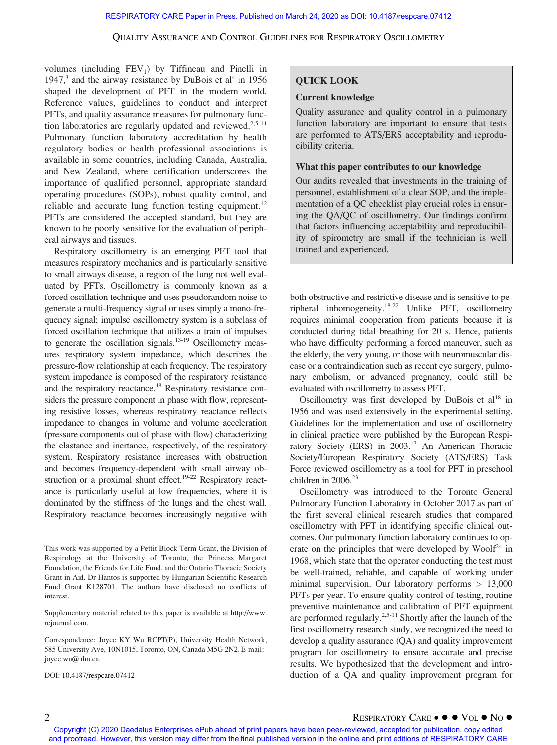volumes (including $FEV_1$) by Tiffineau and Pinelli in 1947,[3] and the airway resistance by DuBois et al[4] in 1956 shaped the development of PFT in the modern world. Reference values, guidelines to conduct and interpret PFTs, and quality assurance measures for pulmonary function laboratories are regularly updated and reviewed.[2,5-11] Pulmonary function laboratory accreditation by health regulatory bodies or health professional associations is available in some countries, including Canada, Australia, and New Zealand, where certification underscores the importance of qualified personnel, appropriate standard operating procedures (SOPs), robust quality control, and reliable and accurate lung function testing equipment.[12] PFTs are considered the accepted standard, but they are known to be poorly sensitive for the evaluation of peripheral airways and tissues.

Respiratory oscillometry is an emerging PFT tool that measures respiratory mechanics and is particularly sensitive to small airways disease, a region of the lung not well evaluated by PFTs. Oscillometry is commonly known as a forced oscillation technique and uses pseudorandom noise to generate a multi-frequency signal or uses simply a mono-frequency signal; impulse oscillometry system is a subclass of forced oscillation technique that utilizes a train of impulses to generate the oscillation signals.[13-19] Oscillometry measures respiratory system impedance, which describes the pressure-flow relationship at each frequency. The respiratory system impedance is composed of the respiratory resistance and the respiratory reactance.[18] Respiratory resistance considers the pressure component in phase with flow, representing resistive losses, whereas respiratory reactance reflects impedance to changes in volume and volume acceleration (pressure components out of phase with flow) characterizing the elastance and inertance, respectively, of the respiratory system. Respiratory resistance increases with obstruction and becomes frequency-dependent with small airway obstruction or a proximal shunt effect.[19-22] Respiratory reactance is particularly useful at low frequencies, where it is dominated by the stiffness of the lungs and the chest wall. Respiratory reactance becomes increasingly negative with both obstructive and restrictive disease and is sensitive to peripheral inhomogeneity.[18-22] Unlike PFT, oscillometry requires minimal cooperation from patients because it is conducted during tidal breathing for 20 s. Hence, patients who have difficulty performing a forced maneuver, such as the elderly, the very young, or those with neuromuscular disease or a contraindication such as recent eye surgery, pulmonary embolism, or advanced pregnancy, could still be evaluated with oscillometry to assess PFT.

Oscillometry was first developed by DuBois et al[18] in 1956 and was used extensively in the experimental setting. Guidelines for the implementation and use of oscillometry in clinical practice were published by the European Respiratory Society (ERS) in 2003.[17] An American Thoracic Society/European Respiratory Society (ATS/ERS) Task Force reviewed oscillometry as a tool for PFT in preschool children in 2006.[23]

Oscillometry was introduced to the Toronto General Pulmonary Function Laboratory in October 2017 as part of the first several clinical research studies that compared oscillometry with PFT in identifying specific clinical outcomes. Our pulmonary function laboratory continues to operate on the principles that were developed by Woolf[24] in 1968, which state that the operator conducting the test must be well-trained, reliable, and capable of working under minimal supervision. Our laboratory performs > 13,000 PFTs per year. To ensure quality control of testing, routine preventive maintenance and calibration of PFT equipment are performed regularly.[2,5-11] Shortly after the launch of the first oscillometry research study, we recognized the need to develop a quality assurance (QA) and quality improvement program for oscillometry to ensure accurate and precise results. We hypothesized that the development and introduction of a QA and quality improvement program for

**QUICK LOOK**

**Current knowledge**

Quality assurance and quality control in a pulmonary function laboratory are important to ensure that tests are performed to ATS/ERS acceptability and reproducibility criteria.

**What this paper contributes to our knowledge**

Our audits revealed that investments in the training of personnel, establishment of a clear SOP, and the implementation of a QC checklist play crucial roles in ensuring the QA/QC of oscillometry. Our findings confirm that factors influencing acceptability and reproducibility of spirometry are small if the technician is well trained and experienced.

---

This work was supported by a Pettit Block Term Grant, the Division of Respirology at the University of Toronto, the Princess Margaret Foundation, the Friends for Life Fund, and the Ontario Thoracic Society Grant in Aid. Dr Hantos is supported by Hungarian Scientific Research Fund Grant K128701. The authors have disclosed no conflicts of interest.

Supplementary material related to this paper is available at http://www.rcjournal.com.

Correspondence: Joyce KY Wu RCPT(P), University Health Network, 585 University Ave, 10N1015, Toronto, ON, Canada M5G 2N2. E-mail: joyce.wu@uhn.ca.

DOI: 10.4187/respcare.07412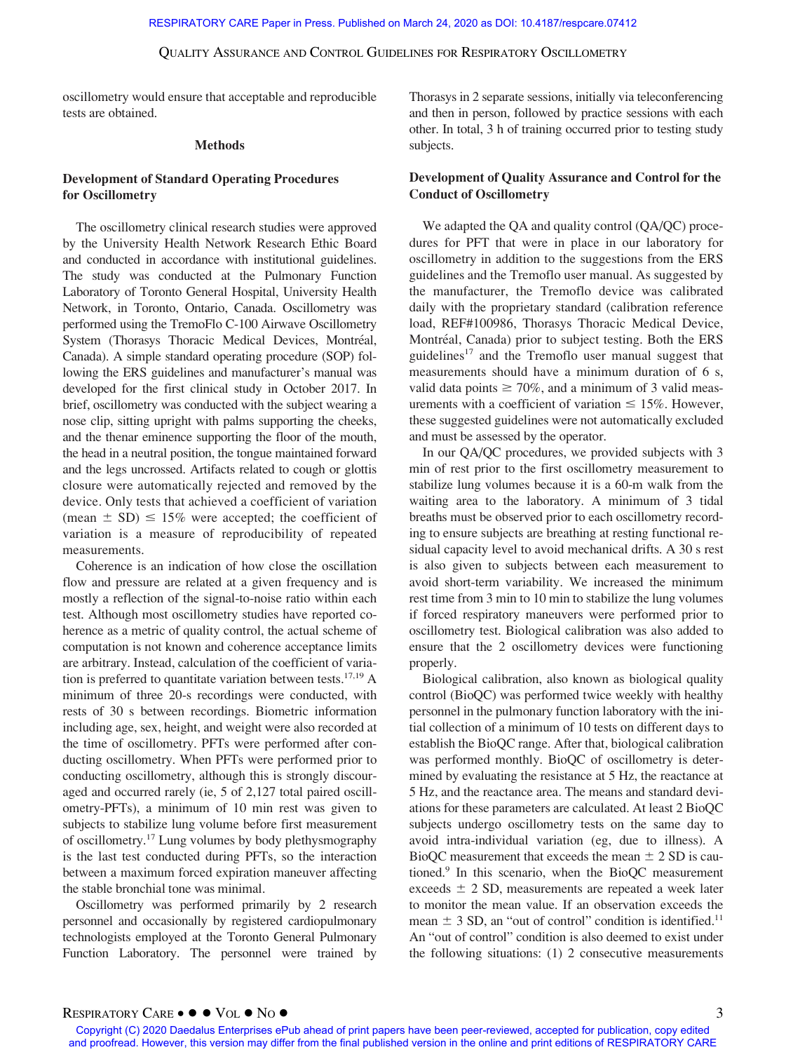oscillometry would ensure that acceptable and reproducible tests are obtained.

## Methods

### Development of Standard Operating Procedures for Oscillometry

The oscillometry clinical research studies were approved by the University Health Network Research Ethic Board and conducted in accordance with institutional guidelines. The study was conducted at the Pulmonary Function Laboratory of Toronto General Hospital, University Health Network, in Toronto, Ontario, Canada. Oscillometry was performed using the TremoFlo C-100 Airwave Oscillometry System (Thorasys Thoracic Medical Devices, Montréal, Canada). A simple standard operating procedure (SOP) following the ERS guidelines and manufacturer's manual was developed for the first clinical study in October 2017. In brief, oscillometry was conducted with the subject wearing a nose clip, sitting upright with palms supporting the cheeks, and the thenar eminence supporting the floor of the mouth, the head in a neutral position, the tongue maintained forward and the legs uncrossed. Artifacts related to cough or glottis closure were automatically rejected and removed by the device. Only tests that achieved a coefficient of variation (mean ± SD) ≤ 15% were accepted; the coefficient of variation is a measure of reproducibility of repeated measurements.

Coherence is an indication of how close the oscillation flow and pressure are related at a given frequency and is mostly a reflection of the signal-to-noise ratio within each test. Although most oscillometry studies have reported coherence as a metric of quality control, the actual scheme of computation is not known and coherence acceptance limits are arbitrary. Instead, calculation of the coefficient of variation is preferred to quantitate variation between tests.[17,19] A minimum of three 20-s recordings were conducted, with rests of 30 s between recordings. Biometric information including age, sex, height, and weight were also recorded at the time of oscillometry. PFTs were performed after conducting oscillometry. When PFTs were performed prior to conducting oscillometry, although this is strongly discouraged and occurred rarely (ie, 5 of 2,127 total paired oscillometry-PFTs), a minimum of 10 min rest was given to subjects to stabilize lung volume before first measurement of oscillometry.[17] Lung volumes by body plethysmography is the last test conducted during PFTs, so the interaction between a maximum forced expiration maneuver affecting the stable bronchial tone was minimal.

Oscillometry was performed primarily by 2 research personnel and occasionally by registered cardiopulmonary technologists employed at the Toronto General Pulmonary Function Laboratory. The personnel were trained by Thorasys in 2 separate sessions, initially via teleconferencing and then in person, followed by practice sessions with each other. In total, 3 h of training occurred prior to testing study subjects.

### Development of Quality Assurance and Control for the Conduct of Oscillometry

We adapted the QA and quality control (QA/QC) procedures for PFT that were in place in our laboratory for oscillometry in addition to the suggestions from the ERS guidelines and the Tremoflo user manual. As suggested by the manufacturer, the Tremoflo device was calibrated daily with the proprietary standard (calibration reference load, REF#100986, Thorasys Thoracic Medical Device, Montréal, Canada) prior to subject testing. Both the ERS guidelines[17] and the Tremoflo user manual suggest that measurements should have a minimum duration of 6 s, valid data points ≥ 70%, and a minimum of 3 valid measurements with a coefficient of variation ≤ 15%. However, these suggested guidelines were not automatically excluded and must be assessed by the operator.

In our QA/QC procedures, we provided subjects with 3 min of rest prior to the first oscillometry measurement to stabilize lung volumes because it is a 60-m walk from the waiting area to the laboratory. A minimum of 3 tidal breaths must be observed prior to each oscillometry recording to ensure subjects are breathing at resting functional residual capacity level to avoid mechanical drifts. A 30 s rest is also given to subjects between each measurement to avoid short-term variability. We increased the minimum rest time from 3 min to 10 min to stabilize the lung volumes if forced respiratory maneuvers were performed prior to oscillometry test. Biological calibration was also added to ensure that the 2 oscillometry devices were functioning properly.

Biological calibration, also known as biological quality control (BioQC) was performed twice weekly with healthy personnel in the pulmonary function laboratory with the initial collection of a minimum of 10 tests on different days to establish the BioQC range. After that, biological calibration was performed monthly. BioQC of oscillometry is determined by evaluating the resistance at 5 Hz, the reactance at 5 Hz, and the reactance area. The means and standard deviations for these parameters are calculated. At least 2 BioQC subjects undergo oscillometry tests on the same day to avoid intra-individual variation (eg, due to illness). A BioQC measurement that exceeds the mean ± 2 SD is cautioned.[9] In this scenario, when the BioQC measurement exceeds ± 2 SD, measurements are repeated a week later to monitor the mean value. If an observation exceeds the mean ± 3 SD, an "out of control" condition is identified.[11] An "out of control" condition is also deemed to exist under the following situations: (1) 2 consecutive measurements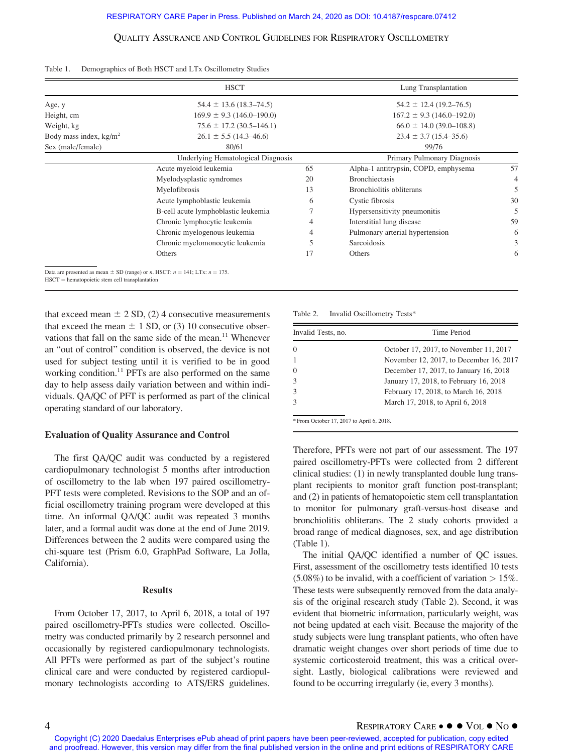Table 1. Demographics of Both HSCT and LTx Oscillometry Studies

| | HSCT | | Lung Transplantation | |
|---|---|---|---|---|
| Age, y | 54.4 ± 13.6 (18.3–74.5) | | 54.2 ± 12.4 (19.2–76.5) | |
| Height, cm | 169.9 ± 9.3 (146.0–190.0) | | 167.2 ± 9.3 (146.0–192.0) | |
| Weight, kg | 75.6 ± 17.2 (30.5–146.1) | | 66.0 ± 14.0 (39.0–108.8) | |
| Body mass index, kg/m$^2$ | 26.1 ± 5.5 (14.3–46.6) | | 23.4 ± 3.7 (15.4–35.6) | |
| Sex (male/female) | 80/61 | | 99/76 | |
| | Underlying Hematological Diagnosis | | Primary Pulmonary Diagnosis | |
| | Acute myeloid leukemia | 65 | Alpha-1 antitrypsin, COPD, emphysema | 57 |
| | Myelodysplastic syndromes | 20 | Bronchiectasis | 4 |
| | Myelofibrosis | 13 | Bronchiolitis obliterans | 5 |
| | Acute lymphoblastic leukemia | 6 | Cystic fibrosis | 30 |
| | B-cell acute lymphoblastic leukemia | 7 | Hypersensitivity pneumonitis | 5 |
| | Chronic lymphocytic leukemia | 4 | Interstitial lung disease | 59 |
| | Chronic myelogenous leukemia | 4 | Pulmonary arterial hypertension | 6 |
| | Chronic myelomonocytic leukemia | 5 | Sarcoidosis | 3 |
| | Others | 17 | Others | 6 |

Data are presented as mean ± SD (range) or *n*. HSCT: *n* = 141; LTx: *n* = 175.
HSCT = hematopoietic stem cell transplantation

that exceed mean ± 2 SD, (2) 4 consecutive measurements that exceed the mean ± 1 SD, or (3) 10 consecutive observations that fall on the same side of the mean.[11] Whenever an "out of control" condition is observed, the device is not used for subject testing until it is verified to be in good working condition.[11] PFTs are also performed on the same day to help assess daily variation between and within individuals. QA/QC of PFT is performed as part of the clinical operating standard of our laboratory.

### Evaluation of Quality Assurance and Control

The first QA/QC audit was conducted by a registered cardiopulmonary technologist 5 months after introduction of oscillometry to the lab when 197 paired oscillometry-PFT tests were completed. Revisions to the SOP and an official oscillometry training program were developed at this time. An informal QA/QC audit was repeated 3 months later, and a formal audit was done at the end of June 2019. Differences between the 2 audits were compared using the chi-square test (Prism 6.0, GraphPad Software, La Jolla, California).

## Results

From October 17, 2017, to April 6, 2018, a total of 197 paired oscillometry-PFTs studies were collected. Oscillometry was conducted primarily by 2 research personnel and occasionally by registered cardiopulmonary technologists. All PFTs were performed as part of the subject's routine clinical care and were conducted by registered cardiopulmonary technologists according to ATS/ERS guidelines.

Table 2. Invalid Oscillometry Tests*

| Invalid Tests, no. | Time Period |
|---|---|
| 0 | October 17, 2017, to November 11, 2017 |
| 1 | November 12, 2017, to December 16, 2017 |
| 0 | December 17, 2017, to January 16, 2018 |
| 3 | January 17, 2018, to February 16, 2018 |
| 3 | February 17, 2018, to March 16, 2018 |
| 3 | March 17, 2018, to April 6, 2018 |

* From October 17, 2017 to April 6, 2018.

Therefore, PFTs were not part of our assessment. The 197 paired oscillometry-PFTs were collected from 2 different clinical studies: (1) in newly transplanted double lung transplant recipients to monitor graft function post-transplant; and (2) in patients of hematopoietic stem cell transplantation to monitor for pulmonary graft-versus-host disease and bronchiolitis obliterans. The 2 study cohorts provided a broad range of medical diagnoses, sex, and age distribution (Table 1).

The initial QA/QC identified a number of QC issues. First, assessment of the oscillometry tests identified 10 tests (5.08%) to be invalid, with a coefficient of variation > 15%. These tests were subsequently removed from the data analysis of the original research study (Table 2). Second, it was evident that biometric information, particularly weight, was not being updated at each visit. Because the majority of the study subjects were lung transplant patients, who often have dramatic weight changes over short periods of time due to systemic corticosteroid treatment, this was a critical oversight. Lastly, biological calibrations were reviewed and found to be occurring irregularly (ie, every 3 months).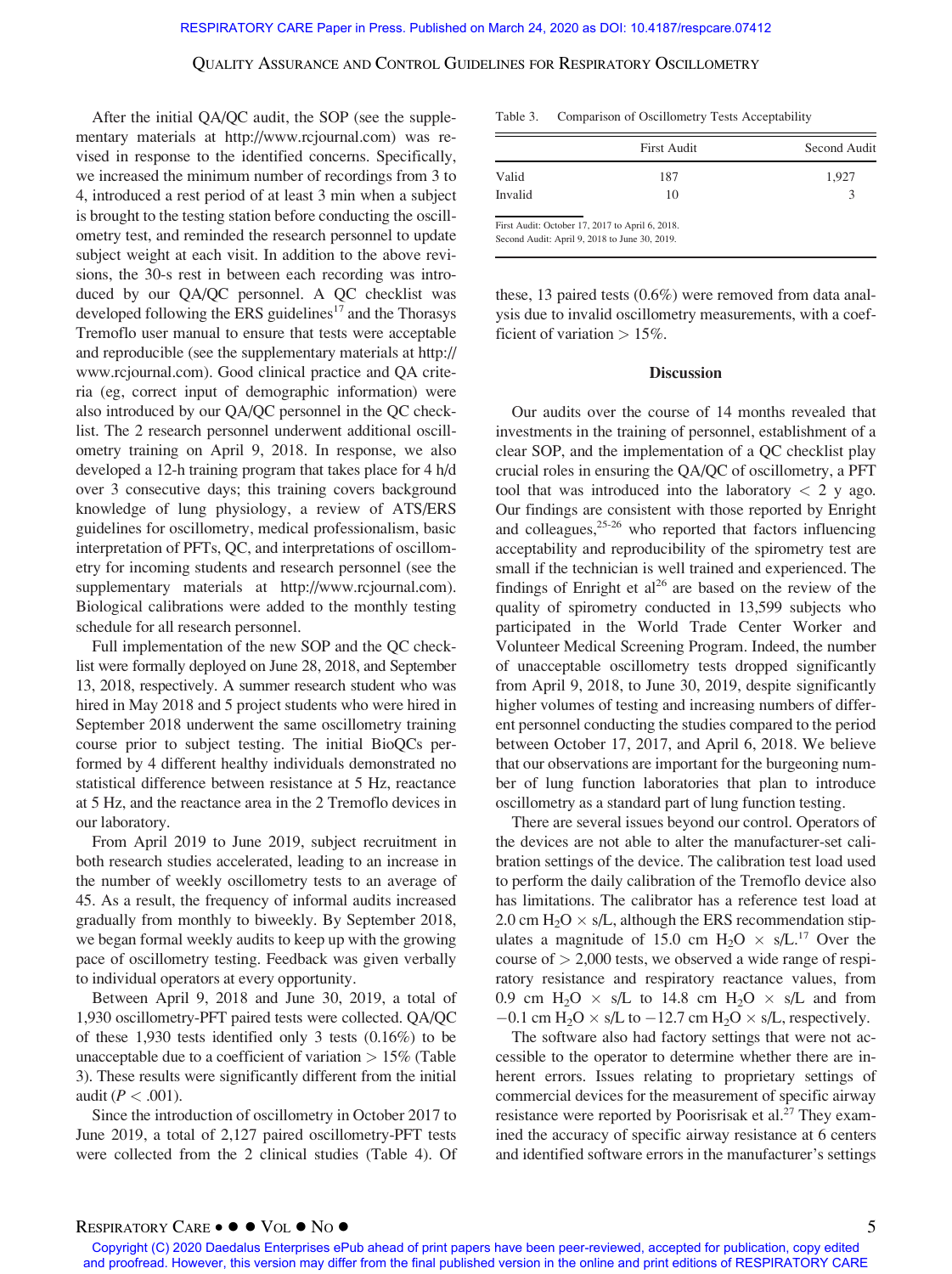After the initial QA/QC audit, the SOP (see the supplementary materials at http://www.rcjournal.com) was revised in response to the identified concerns. Specifically, we increased the minimum number of recordings from 3 to 4, introduced a rest period of at least 3 min when a subject is brought to the testing station before conducting the oscillometry test, and reminded the research personnel to update subject weight at each visit. In addition to the above revisions, the 30-s rest in between each recording was introduced by our QA/QC personnel. A QC checklist was developed following the ERS guidelines[17] and the Thorasys Tremoflo user manual to ensure that tests were acceptable and reproducible (see the supplementary materials at http://www.rcjournal.com). Good clinical practice and QA criteria (eg, correct input of demographic information) were also introduced by our QA/QC personnel in the QC checklist. The 2 research personnel underwent additional oscillometry training on April 9, 2018. In response, we also developed a 12-h training program that takes place for 4 h/d over 3 consecutive days; this training covers background knowledge of lung physiology, a review of ATS/ERS guidelines for oscillometry, medical professionalism, basic interpretation of PFTs, QC, and interpretations of oscillometry for incoming students and research personnel (see the supplementary materials at http://www.rcjournal.com). Biological calibrations were added to the monthly testing schedule for all research personnel.

Full implementation of the new SOP and the QC checklist were formally deployed on June 28, 2018, and September 13, 2018, respectively. A summer research student who was hired in May 2018 and 5 project students who were hired in September 2018 underwent the same oscillometry training course prior to subject testing. The initial BioQCs performed by 4 different healthy individuals demonstrated no statistical difference between resistance at 5 Hz, reactance at 5 Hz, and the reactance area in the 2 Tremoflo devices in our laboratory.

From April 2019 to June 2019, subject recruitment in both research studies accelerated, leading to an increase in the number of weekly oscillometry tests to an average of 45. As a result, the frequency of informal audits increased gradually from monthly to biweekly. By September 2018, we began formal weekly audits to keep up with the growing pace of oscillometry testing. Feedback was given verbally to individual operators at every opportunity.

Between April 9, 2018 and June 30, 2019, a total of 1,930 oscillometry-PFT paired tests were collected. QA/QC of these 1,930 tests identified only 3 tests (0.16%) to be unacceptable due to a coefficient of variation > 15% (Table 3). These results were significantly different from the initial audit ($P < .001$).

Since the introduction of oscillometry in October 2017 to June 2019, a total of 2,127 paired oscillometry-PFT tests were collected from the 2 clinical studies (Table 4). Of these, 13 paired tests (0.6%) were removed from data analysis due to invalid oscillometry measurements, with a coefficient of variation > 15%.

Table 3. Comparison of Oscillometry Tests Acceptability

| | First Audit | Second Audit |
|---|---|---|
| Valid | 187 | 1,927 |
| Invalid | 10 | 3 |

First Audit: October 17, 2017 to April 6, 2018.
Second Audit: April 9, 2018 to June 30, 2019.

## Discussion

Our audits over the course of 14 months revealed that investments in the training of personnel, establishment of a clear SOP, and the implementation of a QC checklist play crucial roles in ensuring the QA/QC of oscillometry, a PFT tool that was introduced into the laboratory < 2 y ago. Our findings are consistent with those reported by Enright and colleagues,[25-26] who reported that factors influencing acceptability and reproducibility of the spirometry test are small if the technician is well trained and experienced. The findings of Enright et al[26] are based on the review of the quality of spirometry conducted in 13,599 subjects who participated in the World Trade Center Worker and Volunteer Medical Screening Program. Indeed, the number of unacceptable oscillometry tests dropped significantly from April 9, 2018, to June 30, 2019, despite significantly higher volumes of testing and increasing numbers of different personnel conducting the studies compared to the period between October 17, 2017, and April 6, 2018. We believe that our observations are important for the burgeoning number of lung function laboratories that plan to introduce oscillometry as a standard part of lung function testing.

There are several issues beyond our control. Operators of the devices are not able to alter the manufacturer-set calibration settings of the device. The calibration test load used to perform the daily calibration of the Tremoflo device also has limitations. The calibrator has a reference test load at 2.0 cm $H_2O \times$ s/L, although the ERS recommendation stipulates a magnitude of 15.0 cm $H_2O \times$ s/L.[17] Over the course of > 2,000 tests, we observed a wide range of respiratory resistance and respiratory reactance values, from 0.9 cm $H_2O \times$ s/L to 14.8 cm $H_2O \times$ s/L and from −0.1 cm $H_2O \times$ s/L to −12.7 cm $H_2O \times$ s/L, respectively.

The software also had factory settings that were not accessible to the operator to determine whether there are inherent errors. Issues relating to proprietary settings of commercial devices for the measurement of specific airway resistance were reported by Poorisrisak et al.[27] They examined the accuracy of specific airway resistance at 6 centers and identified software errors in the manufacturer's settings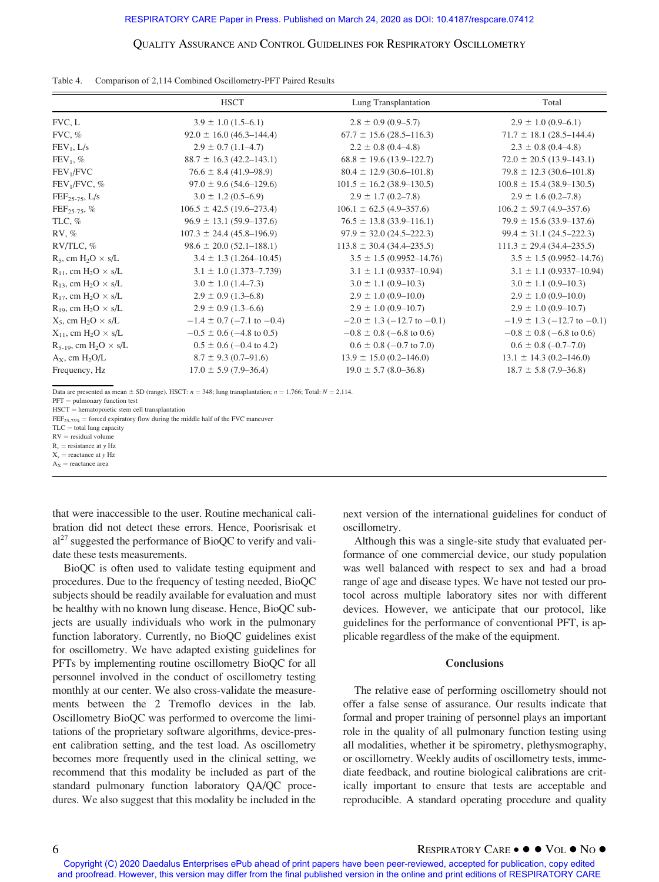Table 4. Comparison of 2,114 Combined Oscillometry-PFT Paired Results

| | HSCT | Lung Transplantation | Total |
|---|---|---|---|
| FVC, L | 3.9 ± 1.0 (1.5–6.1) | 2.8 ± 0.9 (0.9–5.7) | 2.9 ± 1.0 (0.9–6.1) |
| FVC, % | 92.0 ± 16.0 (46.3–144.4) | 67.7 ± 15.6 (28.5–116.3) | 71.7 ± 18.1 (28.5–144.4) |
| $FEV_1$, L/s | 2.9 ± 0.7 (1.1–4.7) | 2.2 ± 0.8 (0.4–4.8) | 2.3 ± 0.8 (0.4–4.8) |
| $FEV_1$, % | 88.7 ± 16.3 (42.2–143.1) | 68.8 ± 19.6 (13.9–122.7) | 72.0 ± 20.5 (13.9–143.1) |
| $FEV_1$/FVC | 76.6 ± 8.4 (41.9–98.9) | 80.4 ± 12.9 (30.6–101.8) | 79.8 ± 12.3 (30.6–101.8) |
| $FEV_1$/FVC, % | 97.0 ± 9.6 (54.6–129.6) | 101.5 ± 16.2 (38.9–130.5) | 100.8 ± 15.4 (38.9–130.5) |
| $FEF_{25-75}$, L/s | 3.0 ± 1.2 (0.5–6.9) | 2.9 ± 1.7 (0.2–7.8) | 2.9 ± 1.6 (0.2–7.8) |
| $FEF_{25-75}$, % | 106.5 ± 42.5 (19.6–273.4) | 106.1 ± 62.5 (4.9–357.6) | 106.2 ± 59.7 (4.9–357.6) |
| TLC, % | 96.9 ± 13.1 (59.9–137.6) | 76.5 ± 13.8 (33.9–116.1) | 79.9 ± 15.6 (33.9–137.6) |
| RV, % | 107.3 ± 24.4 (45.8–196.9) | 97.9 ± 32.0 (24.5–222.3) | 99.4 ± 31.1 (24.5–222.3) |
| RV/TLC, % | 98.6 ± 20.0 (52.1–188.1) | 113.8 ± 30.4 (34.4–235.5) | 111.3 ± 29.4 (34.4–235.5) |
| $R_5$, cm $H_2O$ × s/L | 3.4 ± 1.3 (1.264–10.45) | 3.5 ± 1.5 (0.9952–14.76) | 3.5 ± 1.5 (0.9952–14.76) |
| $R_{11}$, cm $H_2O$ × s/L | 3.1 ± 1.0 (1.373–7.739) | 3.1 ± 1.1 (0.9337–10.94) | 3.1 ± 1.1 (0.9337–10.94) |
| $R_{13}$, cm $H_2O$ × s/L | 3.0 ± 1.0 (1.4–7.3) | 3.0 ± 1.1 (0.9–10.3) | 3.0 ± 1.1 (0.9–10.3) |
| $R_{17}$, cm $H_2O$ × s/L | 2.9 ± 0.9 (1.3–6.8) | 2.9 ± 1.0 (0.9–10.0) | 2.9 ± 1.0 (0.9–10.0) |
| $R_{19}$, cm $H_2O$ × s/L | 2.9 ± 0.9 (1.3–6.6) | 2.9 ± 1.0 (0.9–10.7) | 2.9 ± 1.0 (0.9–10.7) |
| $X_5$, cm $H_2O$ × s/L | −1.4 ± 0.7 (−7.1 to −0.4) | −2.0 ± 1.3 (−12.7 to −0.1) | −1.9 ± 1.3 (−12.7 to −0.1) |
| $X_{11}$, cm $H_2O$ × s/L | −0.5 ± 0.6 (−4.8 to 0.5) | −0.8 ± 0.8 (−6.8 to 0.6) | −0.8 ± 0.8 (−6.8 to 0.6) |
| $R_{5-19}$, cm $H_2O$ × s/L | 0.5 ± 0.6 (−0.4 to 4.2) | 0.6 ± 0.8 (−0.7 to 7.0) | 0.6 ± 0.8 (−0.7–7.0) |
| $A_X$, cm $H_2O$/L | 8.7 ± 9.3 (0.7–91.6) | 13.9 ± 15.0 (0.2–146.0) | 13.1 ± 14.3 (0.2–146.0) |
| Frequency, Hz | 17.0 ± 5.9 (7.9–36.4) | 19.0 ± 5.7 (8.0–36.8) | 18.7 ± 5.8 (7.9–36.8) |

Data are presented as mean ± SD (range). HSCT: $n$ = 348; lung transplantation; $n$ = 1,766; Total: $N$ = 2,114.
PFT = pulmonary function test
HSCT = hematopoietic stem cell transplantation
$FEF_{25-75\%}$ = forced expiratory flow during the middle half of the FVC maneuver
TLC = total lung capacity
RV = residual volume
$R_y$ = resistance at $y$ Hz
$X_y$ = reactance at $y$ Hz
$A_X$ = reactance area

that were inaccessible to the user. Routine mechanical calibration did not detect these errors. Hence, Poorisrisak et al[27] suggested the performance of BioQC to verify and validate these tests measurements.

BioQC is often used to validate testing equipment and procedures. Due to the frequency of testing needed, BioQC subjects should be readily available for evaluation and must be healthy with no known lung disease. Hence, BioQC subjects are usually individuals who work in the pulmonary function laboratory. Currently, no BioQC guidelines exist for oscillometry. We have adapted existing guidelines for PFTs by implementing routine oscillometry BioQC for all personnel involved in the conduct of oscillometry testing monthly at our center. We also cross-validate the measurements between the 2 Tremoflo devices in the lab. Oscillometry BioQC was performed to overcome the limitations of the proprietary software algorithms, device-present calibration setting, and the test load. As oscillometry becomes more frequently used in the clinical setting, we recommend that this modality be included as part of the standard pulmonary function laboratory QA/QC procedures. We also suggest that this modality be included in the next version of the international guidelines for conduct of oscillometry.

Although this was a single-site study that evaluated performance of one commercial device, our study population was well balanced with respect to sex and had a broad range of age and disease types. We have not tested our protocol across multiple laboratory sites nor with different devices. However, we anticipate that our protocol, like guidelines for the performance of conventional PFT, is applicable regardless of the make of the equipment.

## Conclusions

The relative ease of performing oscillometry should not offer a false sense of assurance. Our results indicate that formal and proper training of personnel plays an important role in the quality of all pulmonary function testing using all modalities, whether it be spirometry, plethysmography, or oscillometry. Weekly audits of oscillometry tests, immediate feedback, and routine biological calibrations are critically important to ensure that tests are acceptable and reproducible. A standard operating procedure and quality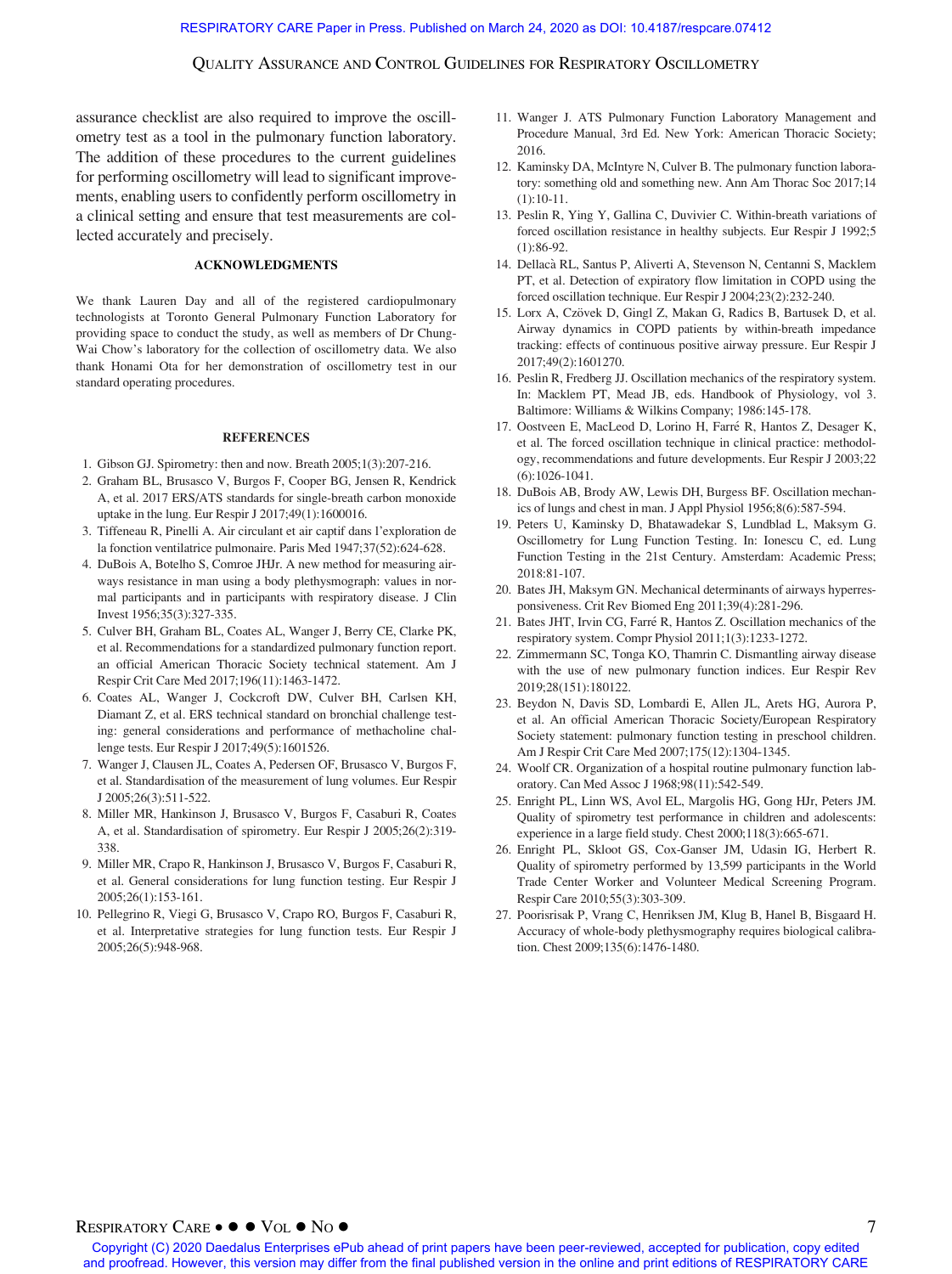assurance checklist are also required to improve the oscillometry test as a tool in the pulmonary function laboratory. The addition of these procedures to the current guidelines for performing oscillometry will lead to significant improvements, enabling users to confidently perform oscillometry in a clinical setting and ensure that test measurements are collected accurately and precisely.

## ACKNOWLEDGMENTS

We thank Lauren Day and all of the registered cardiopulmonary technologists at Toronto General Pulmonary Function Laboratory for providing space to conduct the study, as well as members of Dr Chung-Wai Chow's laboratory for the collection of oscillometry data. We also thank Honami Ota for her demonstration of oscillometry test in our standard operating procedures.

## REFERENCES

1. Gibson GJ. Spirometry: then and now. Breath 2005;1(3):207-216.
2. Graham BL, Brusasco V, Burgos F, Cooper BG, Jensen R, Kendrick A, et al. 2017 ERS/ATS standards for single-breath carbon monoxide uptake in the lung. Eur Respir J 2017;49(1):1600016.
3. Tiffeneau R, Pinelli A. Air circulant et air captif dans l'exploration de la fonction ventilatrice pulmonaire. Paris Med 1947;37(52):624-628.
4. DuBois A, Botelho S, Comroe JHJr. A new method for measuring airways resistance in man using a body plethysmograph: values in normal participants and in participants with respiratory disease. J Clin Invest 1956;35(3):327-335.
5. Culver BH, Graham BL, Coates AL, Wanger J, Berry CE, Clarke PK, et al. Recommendations for a standardized pulmonary function report. an official American Thoracic Society technical statement. Am J Respir Crit Care Med 2017;196(11):1463-1472.
6. Coates AL, Wanger J, Cockcroft DW, Culver BH, Carlsen KH, Diamant Z, et al. ERS technical standard on bronchial challenge testing: general considerations and performance of methacholine challenge tests. Eur Respir J 2017;49(5):1601526.
7. Wanger J, Clausen JL, Coates A, Pedersen OF, Brusasco V, Burgos F, et al. Standardisation of the measurement of lung volumes. Eur Respir J 2005;26(3):511-522.
8. Miller MR, Hankinson J, Brusasco V, Burgos F, Casaburi R, Coates A, et al. Standardisation of spirometry. Eur Respir J 2005;26(2):319-338.
9. Miller MR, Crapo R, Hankinson J, Brusasco V, Burgos F, Casaburi R, et al. General considerations for lung function testing. Eur Respir J 2005;26(1):153-161.
10. Pellegrino R, Viegi G, Brusasco V, Crapo RO, Burgos F, Casaburi R, et al. Interpretative strategies for lung function tests. Eur Respir J 2005;26(5):948-968.
11. Wanger J. ATS Pulmonary Function Laboratory Management and Procedure Manual, 3rd Ed. New York: American Thoracic Society; 2016.
12. Kaminsky DA, McIntyre N, Culver B. The pulmonary function laboratory: something old and something new. Ann Am Thorac Soc 2017;14 (1):10-11.
13. Peslin R, Ying Y, Gallina C, Duvivier C. Within-breath variations of forced oscillation resistance in healthy subjects. Eur Respir J 1992;5 (1):86-92.
14. Dellacà RL, Santus P, Aliverti A, Stevenson N, Centanni S, Macklem PT, et al. Detection of expiratory flow limitation in COPD using the forced oscillation technique. Eur Respir J 2004;23(2):232-240.
15. Lorx A, Czövek D, Gingl Z, Makan G, Radics B, Bartusek D, et al. Airway dynamics in COPD patients by within-breath impedance tracking: effects of continuous positive airway pressure. Eur Respir J 2017;49(2):1601270.
16. Peslin R, Fredberg JJ. Oscillation mechanics of the respiratory system. In: Macklem PT, Mead JB, eds. Handbook of Physiology, vol 3. Baltimore: Williams & Wilkins Company; 1986:145-178.
17. Oostveen E, MacLeod D, Lorino H, Farré R, Hantos Z, Desager K, et al. The forced oscillation technique in clinical practice: methodology, recommendations and future developments. Eur Respir J 2003;22 (6):1026-1041.
18. DuBois AB, Brody AW, Lewis DH, Burgess BF. Oscillation mechanics of lungs and chest in man. J Appl Physiol 1956;8(6):587-594.
19. Peters U, Kaminsky D, Bhatawadekar S, Lundblad L, Maksym G. Oscillometry for Lung Function Testing. In: Ionescu C, ed. Lung Function Testing in the 21st Century. Amsterdam: Academic Press; 2018:81-107.
20. Bates JH, Maksym GN. Mechanical determinants of airways hyperresponsiveness. Crit Rev Biomed Eng 2011;39(4):281-296.
21. Bates JHT, Irvin CG, Farré R, Hantos Z. Oscillation mechanics of the respiratory system. Compr Physiol 2011;1(3):1233-1272.
22. Zimmermann SC, Tonga KO, Thamrin C. Dismantling airway disease with the use of new pulmonary function indices. Eur Respir Rev 2019;28(151):180122.
23. Beydon N, Davis SD, Lombardi E, Allen JL, Arets HG, Aurora P, et al. An official American Thoracic Society/European Respiratory Society statement: pulmonary function testing in preschool children. Am J Respir Crit Care Med 2007;175(12):1304-1345.
24. Woolf CR. Organization of a hospital routine pulmonary function laboratory. Can Med Assoc J 1968;98(11):542-549.
25. Enright PL, Linn WS, Avol EL, Margolis HG, Gong HJr, Peters JM. Quality of spirometry test performance in children and adolescents: experience in a large field study. Chest 2000;118(3):665-671.
26. Enright PL, Skloot GS, Cox-Ganser JM, Udasin IG, Herbert R. Quality of spirometry performed by 13,599 participants in the World Trade Center Worker and Volunteer Medical Screening Program. Respir Care 2010;55(3):303-309.
27. Poorisrisak P, Vrang C, Henriksen JM, Klug B, Hanel B, Bisgaard H. Accuracy of whole-body plethysmography requires biological calibration. Chest 2009;135(6):1476-1480.